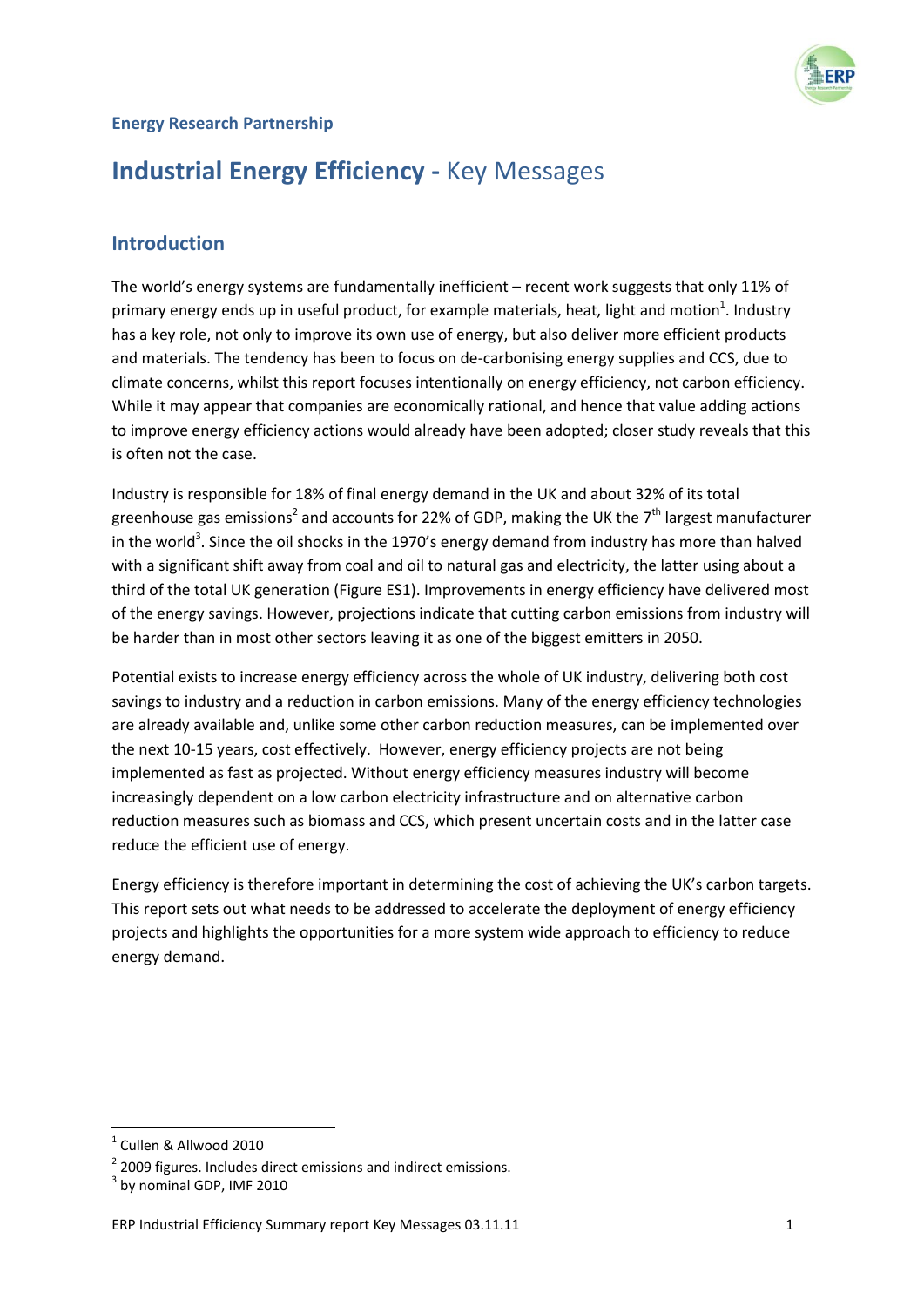**Energy Research Partnership**

# Industrial Energy Efficiency - Key Messages

## Introduction

The world's energy systems are fundamentally inefficient – recent work suggests that only 11% of primary energy ends up in useful product, for example materials, heat, light and motion[1]. Industry has a key role, not only to improve its own use of energy, but also deliver more efficient products and materials. The tendency has been to focus on de-carbonising energy supplies and CCS, due to climate concerns, whilst this report focuses intentionally on energy efficiency, not carbon efficiency. While it may appear that companies are economically rational, and hence that value adding actions to improve energy efficiency actions would already have been adopted; closer study reveals that this is often not the case.

Industry is responsible for 18% of final energy demand in the UK and about 32% of its total greenhouse gas emissions[2] and accounts for 22% of GDP, making the UK the 7th largest manufacturer in the world[3]. Since the oil shocks in the 1970's energy demand from industry has more than halved with a significant shift away from coal and oil to natural gas and electricity, the latter using about a third of the total UK generation (Figure ES1). Improvements in energy efficiency have delivered most of the energy savings. However, projections indicate that cutting carbon emissions from industry will be harder than in most other sectors leaving it as one of the biggest emitters in 2050.

Potential exists to increase energy efficiency across the whole of UK industry, delivering both cost savings to industry and a reduction in carbon emissions. Many of the energy efficiency technologies are already available and, unlike some other carbon reduction measures, can be implemented over the next 10-15 years, cost effectively. However, energy efficiency projects are not being implemented as fast as projected. Without energy efficiency measures industry will become increasingly dependent on a low carbon electricity infrastructure and on alternative carbon reduction measures such as biomass and CCS, which present uncertain costs and in the latter case reduce the efficient use of energy.

Energy efficiency is therefore important in determining the cost of achieving the UK's carbon targets. This report sets out what needs to be addressed to accelerate the deployment of energy efficiency projects and highlights the opportunities for a more system wide approach to efficiency to reduce energy demand.

---

[1] Cullen & Allwood 2010

[2] 2009 figures. Includes direct emissions and indirect emissions.

[3] by nominal GDP, IMF 2010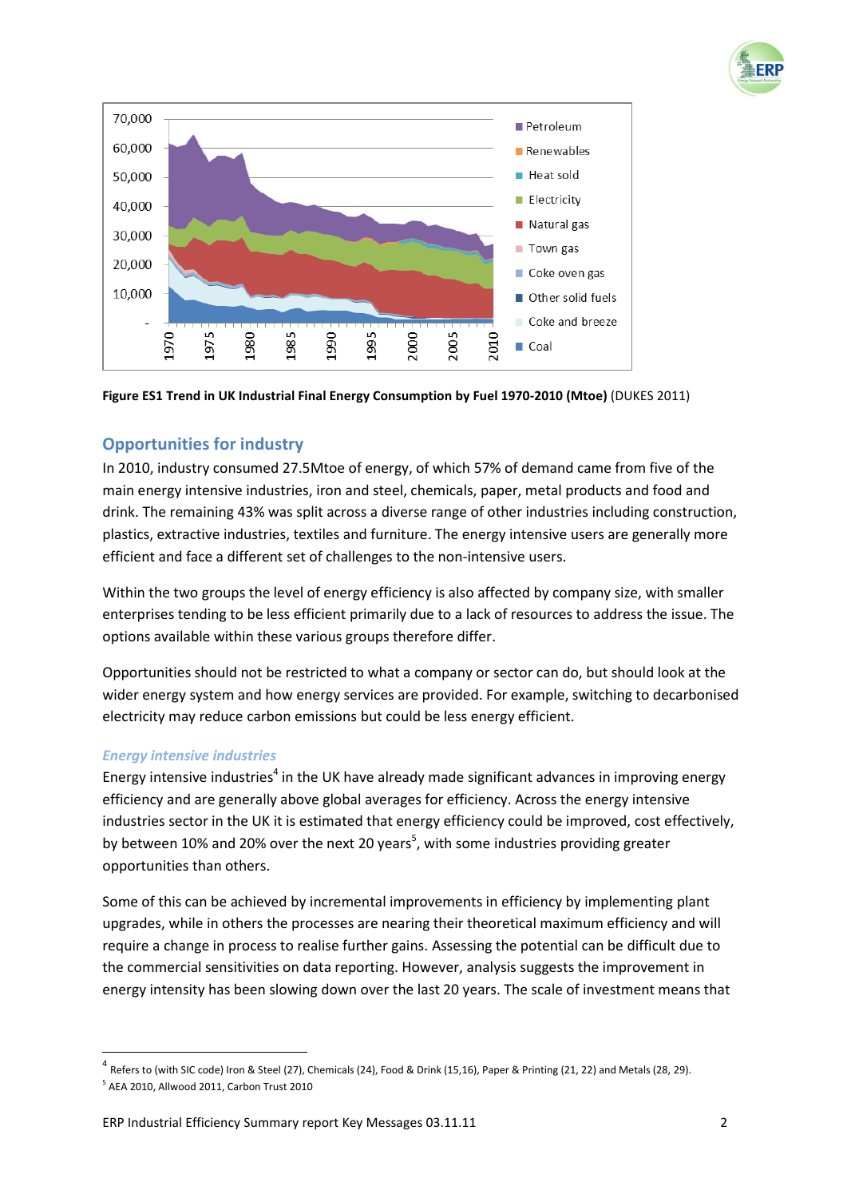**Figure ES1 Trend in UK Industrial Final Energy Consumption by Fuel 1970-2010 (Mtoe)** (DUKES 2011)

## Opportunities for industry

In 2010, industry consumed 27.5Mtoe of energy, of which 57% of demand came from five of the main energy intensive industries, iron and steel, chemicals, paper, metal products and food and drink. The remaining 43% was split across a diverse range of other industries including construction, plastics, extractive industries, textiles and furniture. The energy intensive users are generally more efficient and face a different set of challenges to the non-intensive users.

Within the two groups the level of energy efficiency is also affected by company size, with smaller enterprises tending to be less efficient primarily due to a lack of resources to address the issue. The options available within these various groups therefore differ.

Opportunities should not be restricted to what a company or sector can do, but should look at the wider energy system and how energy services are provided. For example, switching to decarbonised electricity may reduce carbon emissions but could be less energy efficient.

### *Energy intensive industries*

Energy intensive industries[4] in the UK have already made significant advances in improving energy efficiency and are generally above global averages for efficiency. Across the energy intensive industries sector in the UK it is estimated that energy efficiency could be improved, cost effectively, by between 10% and 20% over the next 20 years[5], with some industries providing greater opportunities than others.

Some of this can be achieved by incremental improvements in efficiency by implementing plant upgrades, while in others the processes are nearing their theoretical maximum efficiency and will require a change in process to realise further gains. Assessing the potential can be difficult due to the commercial sensitivities on data reporting. However, analysis suggests the improvement in energy intensity has been slowing down over the last 20 years. The scale of investment means that

---

[4] Refers to (with SIC code) Iron & Steel (27), Chemicals (24), Food & Drink (15,16), Paper & Printing (21, 22) and Metals (28, 29).

[5] AEA 2010, Allwood 2011, Carbon Trust 2010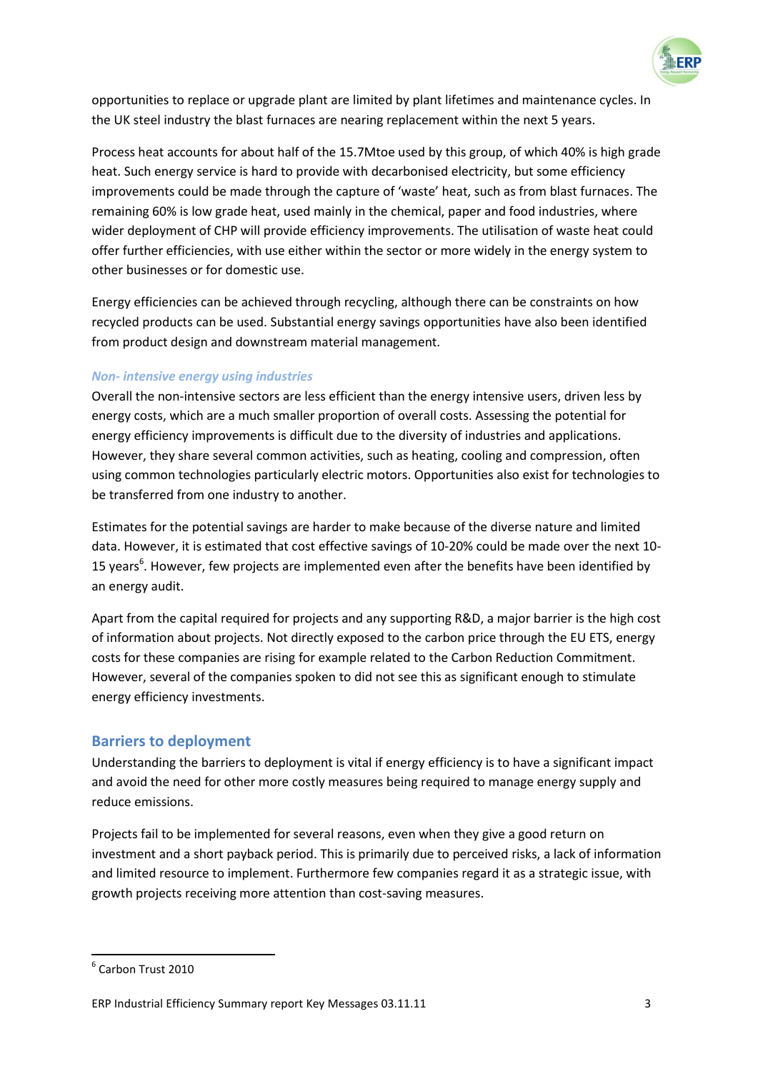opportunities to replace or upgrade plant are limited by plant lifetimes and maintenance cycles. In the UK steel industry the blast furnaces are nearing replacement within the next 5 years.

Process heat accounts for about half of the 15.7Mtoe used by this group, of which 40% is high grade heat. Such energy service is hard to provide with decarbonised electricity, but some efficiency improvements could be made through the capture of 'waste' heat, such as from blast furnaces. The remaining 60% is low grade heat, used mainly in the chemical, paper and food industries, where wider deployment of CHP will provide efficiency improvements. The utilisation of waste heat could offer further efficiencies, with use either within the sector or more widely in the energy system to other businesses or for domestic use.

Energy efficiencies can be achieved through recycling, although there can be constraints on how recycled products can be used. Substantial energy savings opportunities have also been identified from product design and downstream material management.

### *Non- intensive energy using industries*

Overall the non-intensive sectors are less efficient than the energy intensive users, driven less by energy costs, which are a much smaller proportion of overall costs. Assessing the potential for energy efficiency improvements is difficult due to the diversity of industries and applications. However, they share several common activities, such as heating, cooling and compression, often using common technologies particularly electric motors. Opportunities also exist for technologies to be transferred from one industry to another.

Estimates for the potential savings are harder to make because of the diverse nature and limited data. However, it is estimated that cost effective savings of 10-20% could be made over the next 10-15 years[6]. However, few projects are implemented even after the benefits have been identified by an energy audit.

Apart from the capital required for projects and any supporting R&D, a major barrier is the high cost of information about projects. Not directly exposed to the carbon price through the EU ETS, energy costs for these companies are rising for example related to the Carbon Reduction Commitment. However, several of the companies spoken to did not see this as significant enough to stimulate energy efficiency investments.

## Barriers to deployment

Understanding the barriers to deployment is vital if energy efficiency is to have a significant impact and avoid the need for other more costly measures being required to manage energy supply and reduce emissions.

Projects fail to be implemented for several reasons, even when they give a good return on investment and a short payback period. This is primarily due to perceived risks, a lack of information and limited resource to implement. Furthermore few companies regard it as a strategic issue, with growth projects receiving more attention than cost-saving measures.

---

[6] Carbon Trust 2010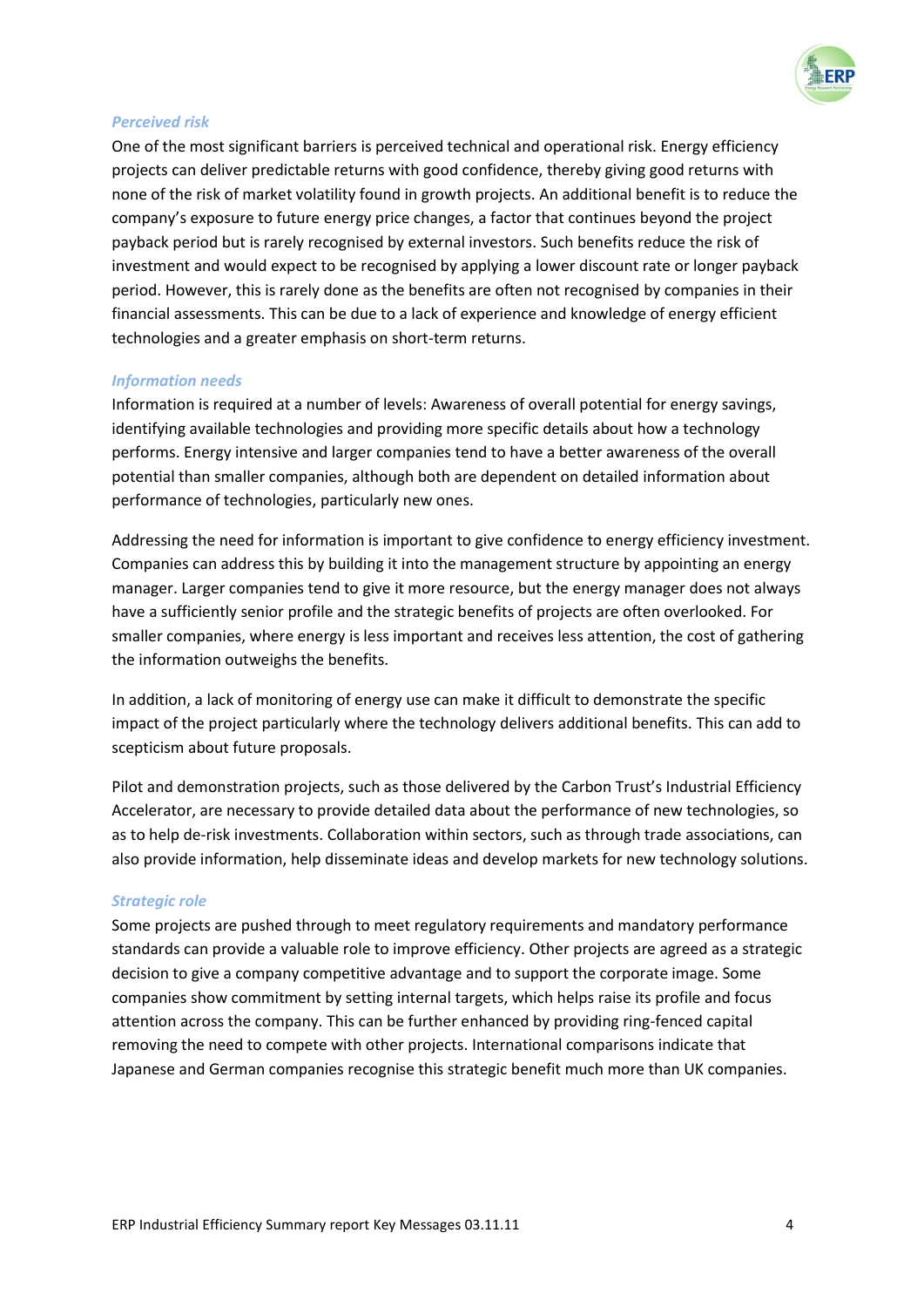### *Perceived risk*

One of the most significant barriers is perceived technical and operational risk. Energy efficiency projects can deliver predictable returns with good confidence, thereby giving good returns with none of the risk of market volatility found in growth projects. An additional benefit is to reduce the company's exposure to future energy price changes, a factor that continues beyond the project payback period but is rarely recognised by external investors. Such benefits reduce the risk of investment and would expect to be recognised by applying a lower discount rate or longer payback period. However, this is rarely done as the benefits are often not recognised by companies in their financial assessments. This can be due to a lack of experience and knowledge of energy efficient technologies and a greater emphasis on short-term returns.

### *Information needs*

Information is required at a number of levels: Awareness of overall potential for energy savings, identifying available technologies and providing more specific details about how a technology performs. Energy intensive and larger companies tend to have a better awareness of the overall potential than smaller companies, although both are dependent on detailed information about performance of technologies, particularly new ones.

Addressing the need for information is important to give confidence to energy efficiency investment. Companies can address this by building it into the management structure by appointing an energy manager. Larger companies tend to give it more resource, but the energy manager does not always have a sufficiently senior profile and the strategic benefits of projects are often overlooked. For smaller companies, where energy is less important and receives less attention, the cost of gathering the information outweighs the benefits.

In addition, a lack of monitoring of energy use can make it difficult to demonstrate the specific impact of the project particularly where the technology delivers additional benefits. This can add to scepticism about future proposals.

Pilot and demonstration projects, such as those delivered by the Carbon Trust's Industrial Efficiency Accelerator, are necessary to provide detailed data about the performance of new technologies, so as to help de-risk investments. Collaboration within sectors, such as through trade associations, can also provide information, help disseminate ideas and develop markets for new technology solutions.

### *Strategic role*

Some projects are pushed through to meet regulatory requirements and mandatory performance standards can provide a valuable role to improve efficiency. Other projects are agreed as a strategic decision to give a company competitive advantage and to support the corporate image. Some companies show commitment by setting internal targets, which helps raise its profile and focus attention across the company. This can be further enhanced by providing ring-fenced capital removing the need to compete with other projects. International comparisons indicate that Japanese and German companies recognise this strategic benefit much more than UK companies.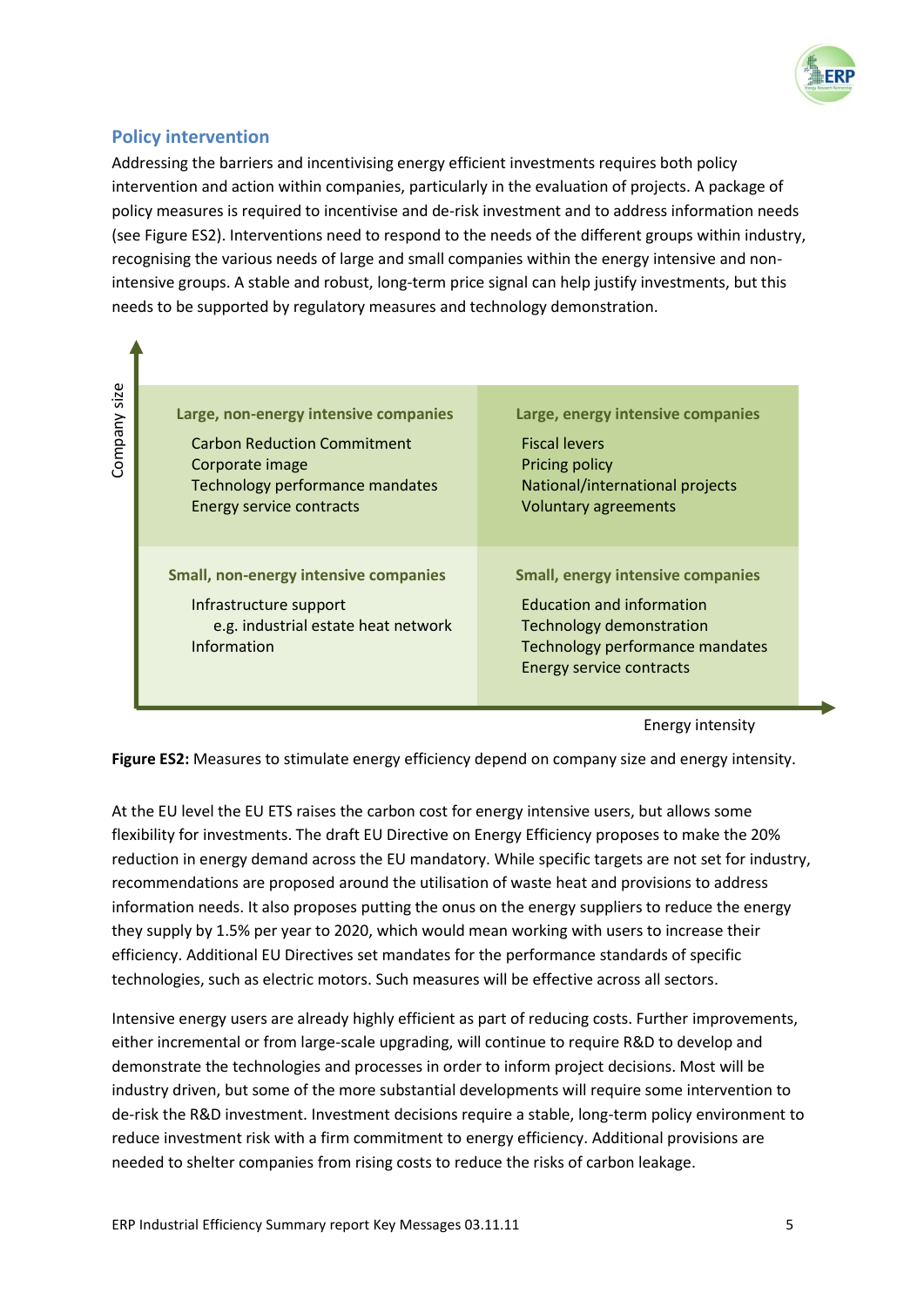## Policy intervention

Addressing the barriers and incentivising energy efficient investments requires both policy intervention and action within companies, particularly in the evaluation of projects. A package of policy measures is required to incentivise and de-risk investment and to address information needs (see Figure ES2). Interventions need to respond to the needs of the different groups within industry, recognising the various needs of large and small companies within the energy intensive and non-intensive groups. A stable and robust, long-term price signal can help justify investments, but this needs to be supported by regulatory measures and technology demonstration.

| Company size ↑ / Energy intensity → | Lower energy intensity | Higher energy intensity |
|---|---|---|
| **Large** | **Large, non-energy intensive companies**<br>Carbon Reduction Commitment<br>Corporate image<br>Technology performance mandates<br>Energy service contracts | **Large, energy intensive companies**<br>Fiscal levers<br>Pricing policy<br>National/international projects<br>Voluntary agreements |
| **Small** | **Small, non-energy intensive companies**<br>Infrastructure support<br>e.g. industrial estate heat network<br>Information | **Small, energy intensive companies**<br>Education and information<br>Technology demonstration<br>Technology performance mandates<br>Energy service contracts |

**Figure ES2:** Measures to stimulate energy efficiency depend on company size and energy intensity.

At the EU level the EU ETS raises the carbon cost for energy intensive users, but allows some flexibility for investments. The draft EU Directive on Energy Efficiency proposes to make the 20% reduction in energy demand across the EU mandatory. While specific targets are not set for industry, recommendations are proposed around the utilisation of waste heat and provisions to address information needs. It also proposes putting the onus on the energy suppliers to reduce the energy they supply by 1.5% per year to 2020, which would mean working with users to increase their efficiency. Additional EU Directives set mandates for the performance standards of specific technologies, such as electric motors. Such measures will be effective across all sectors.

Intensive energy users are already highly efficient as part of reducing costs. Further improvements, either incremental or from large-scale upgrading, will continue to require R&D to develop and demonstrate the technologies and processes in order to inform project decisions. Most will be industry driven, but some of the more substantial developments will require some intervention to de-risk the R&D investment. Investment decisions require a stable, long-term policy environment to reduce investment risk with a firm commitment to energy efficiency. Additional provisions are needed to shelter companies from rising costs to reduce the risks of carbon leakage.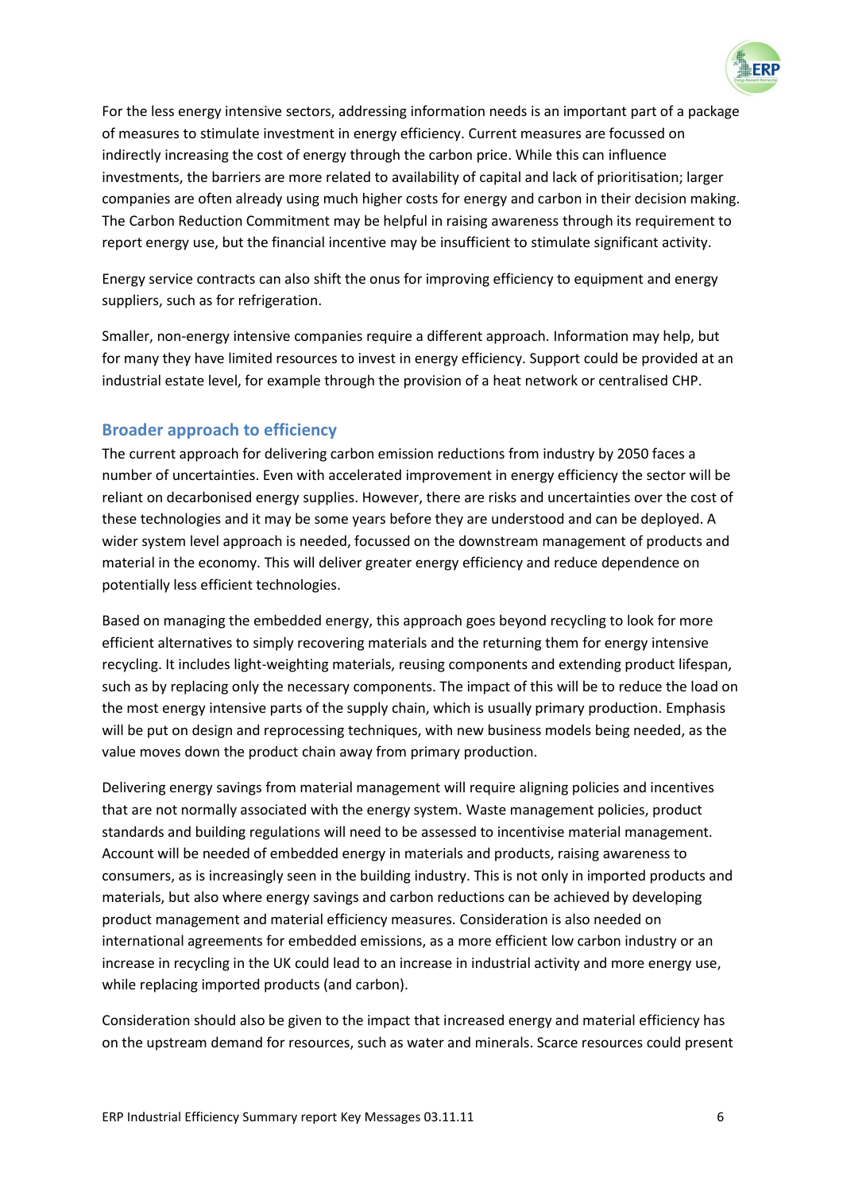For the less energy intensive sectors, addressing information needs is an important part of a package of measures to stimulate investment in energy efficiency. Current measures are focussed on indirectly increasing the cost of energy through the carbon price. While this can influence investments, the barriers are more related to availability of capital and lack of prioritisation; larger companies are often already using much higher costs for energy and carbon in their decision making. The Carbon Reduction Commitment may be helpful in raising awareness through its requirement to report energy use, but the financial incentive may be insufficient to stimulate significant activity.

Energy service contracts can also shift the onus for improving efficiency to equipment and energy suppliers, such as for refrigeration.

Smaller, non-energy intensive companies require a different approach. Information may help, but for many they have limited resources to invest in energy efficiency. Support could be provided at an industrial estate level, for example through the provision of a heat network or centralised CHP.

## Broader approach to efficiency

The current approach for delivering carbon emission reductions from industry by 2050 faces a number of uncertainties. Even with accelerated improvement in energy efficiency the sector will be reliant on decarbonised energy supplies. However, there are risks and uncertainties over the cost of these technologies and it may be some years before they are understood and can be deployed. A wider system level approach is needed, focussed on the downstream management of products and material in the economy. This will deliver greater energy efficiency and reduce dependence on potentially less efficient technologies.

Based on managing the embedded energy, this approach goes beyond recycling to look for more efficient alternatives to simply recovering materials and the returning them for energy intensive recycling. It includes light-weighting materials, reusing components and extending product lifespan, such as by replacing only the necessary components. The impact of this will be to reduce the load on the most energy intensive parts of the supply chain, which is usually primary production. Emphasis will be put on design and reprocessing techniques, with new business models being needed, as the value moves down the product chain away from primary production.

Delivering energy savings from material management will require aligning policies and incentives that are not normally associated with the energy system. Waste management policies, product standards and building regulations will need to be assessed to incentivise material management. Account will be needed of embedded energy in materials and products, raising awareness to consumers, as is increasingly seen in the building industry. This is not only in imported products and materials, but also where energy savings and carbon reductions can be achieved by developing product management and material efficiency measures. Consideration is also needed on international agreements for embedded emissions, as a more efficient low carbon industry or an increase in recycling in the UK could lead to an increase in industrial activity and more energy use, while replacing imported products (and carbon).

Consideration should also be given to the impact that increased energy and material efficiency has on the upstream demand for resources, such as water and minerals. Scarce resources could present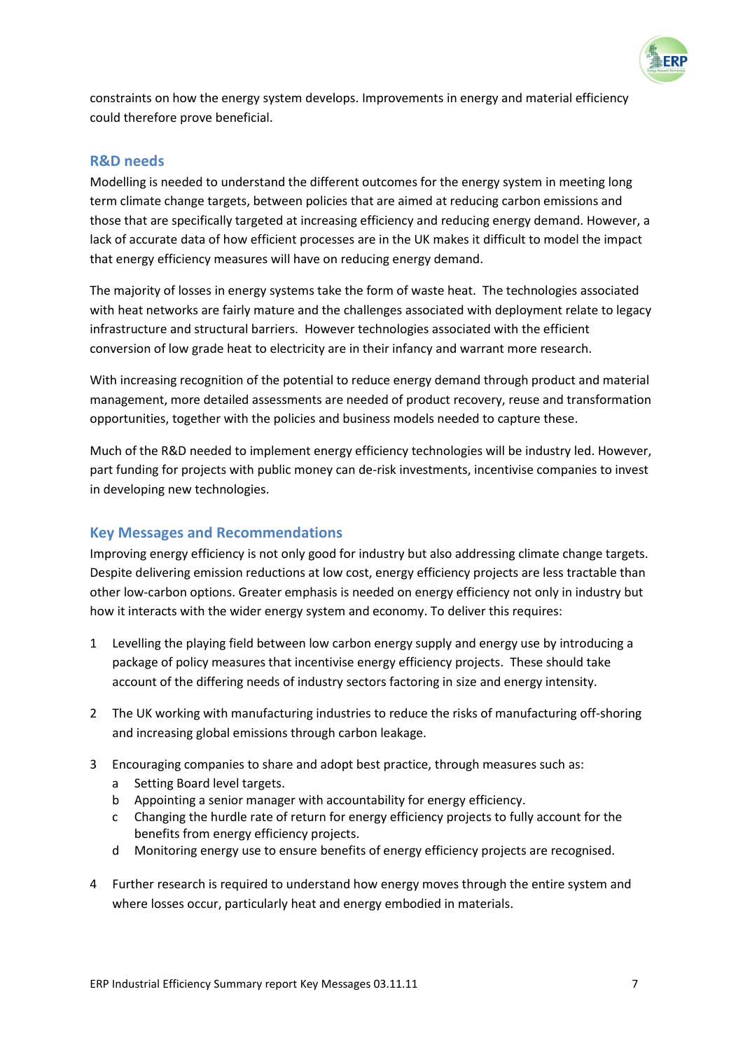constraints on how the energy system develops. Improvements in energy and material efficiency could therefore prove beneficial.

## R&D needs

Modelling is needed to understand the different outcomes for the energy system in meeting long term climate change targets, between policies that are aimed at reducing carbon emissions and those that are specifically targeted at increasing efficiency and reducing energy demand. However, a lack of accurate data of how efficient processes are in the UK makes it difficult to model the impact that energy efficiency measures will have on reducing energy demand.

The majority of losses in energy systems take the form of waste heat. The technologies associated with heat networks are fairly mature and the challenges associated with deployment relate to legacy infrastructure and structural barriers. However technologies associated with the efficient conversion of low grade heat to electricity are in their infancy and warrant more research.

With increasing recognition of the potential to reduce energy demand through product and material management, more detailed assessments are needed of product recovery, reuse and transformation opportunities, together with the policies and business models needed to capture these.

Much of the R&D needed to implement energy efficiency technologies will be industry led. However, part funding for projects with public money can de-risk investments, incentivise companies to invest in developing new technologies.

## Key Messages and Recommendations

Improving energy efficiency is not only good for industry but also addressing climate change targets. Despite delivering emission reductions at low cost, energy efficiency projects are less tractable than other low-carbon options. Greater emphasis is needed on energy efficiency not only in industry but how it interacts with the wider energy system and economy. To deliver this requires:

1. Levelling the playing field between low carbon energy supply and energy use by introducing a package of policy measures that incentivise energy efficiency projects. These should take account of the differing needs of industry sectors factoring in size and energy intensity.
2. The UK working with manufacturing industries to reduce the risks of manufacturing off-shoring and increasing global emissions through carbon leakage.
3. Encouraging companies to share and adopt best practice, through measures such as:
   a. Setting Board level targets.
   b. Appointing a senior manager with accountability for energy efficiency.
   c. Changing the hurdle rate of return for energy efficiency projects to fully account for the benefits from energy efficiency projects.
   d. Monitoring energy use to ensure benefits of energy efficiency projects are recognised.
4. Further research is required to understand how energy moves through the entire system and where losses occur, particularly heat and energy embodied in materials.